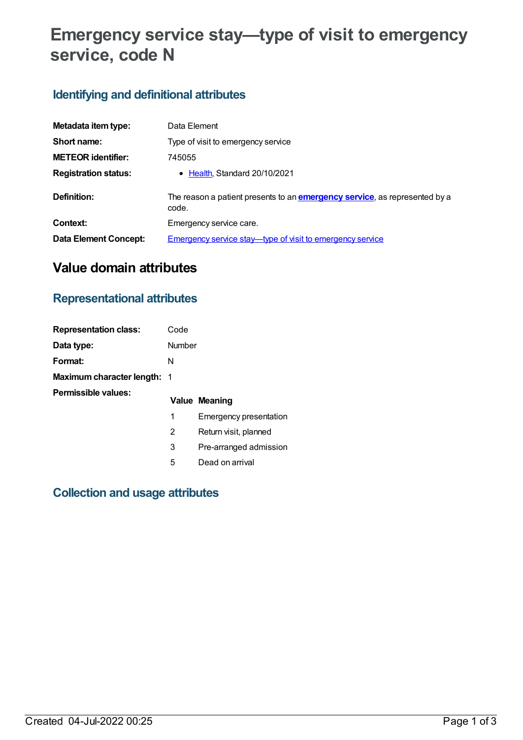# Emergency service stay—type of visit to emergency service, code N

## Identifying and definitional attributes

| | |
|---|---|
| **Metadata item type:** | Data Element |
| **Short name:** | Type of visit to emergency service |
| **METEOR identifier:** | 745055 |
| **Registration status:** | • Health, Standard 20/10/2021 |
| **Definition:** | The reason a patient presents to an **emergency service**, as represented by a code. |
| **Context:** | Emergency service care. |
| **Data Element Concept:** | Emergency service stay—type of visit to emergency service |

# Value domain attributes

## Representational attributes

| | |
|---|---|
| **Representation class:** | Code |
| **Data type:** | Number |
| **Format:** | N |
| **Maximum character length:** | 1 |

**Permissible values:**

| Value | Meaning |
|---|---|
| 1 | Emergency presentation |
| 2 | Return visit, planned |
| 3 | Pre-arranged admission |
| 5 | Dead on arrival |

## Collection and usage attributes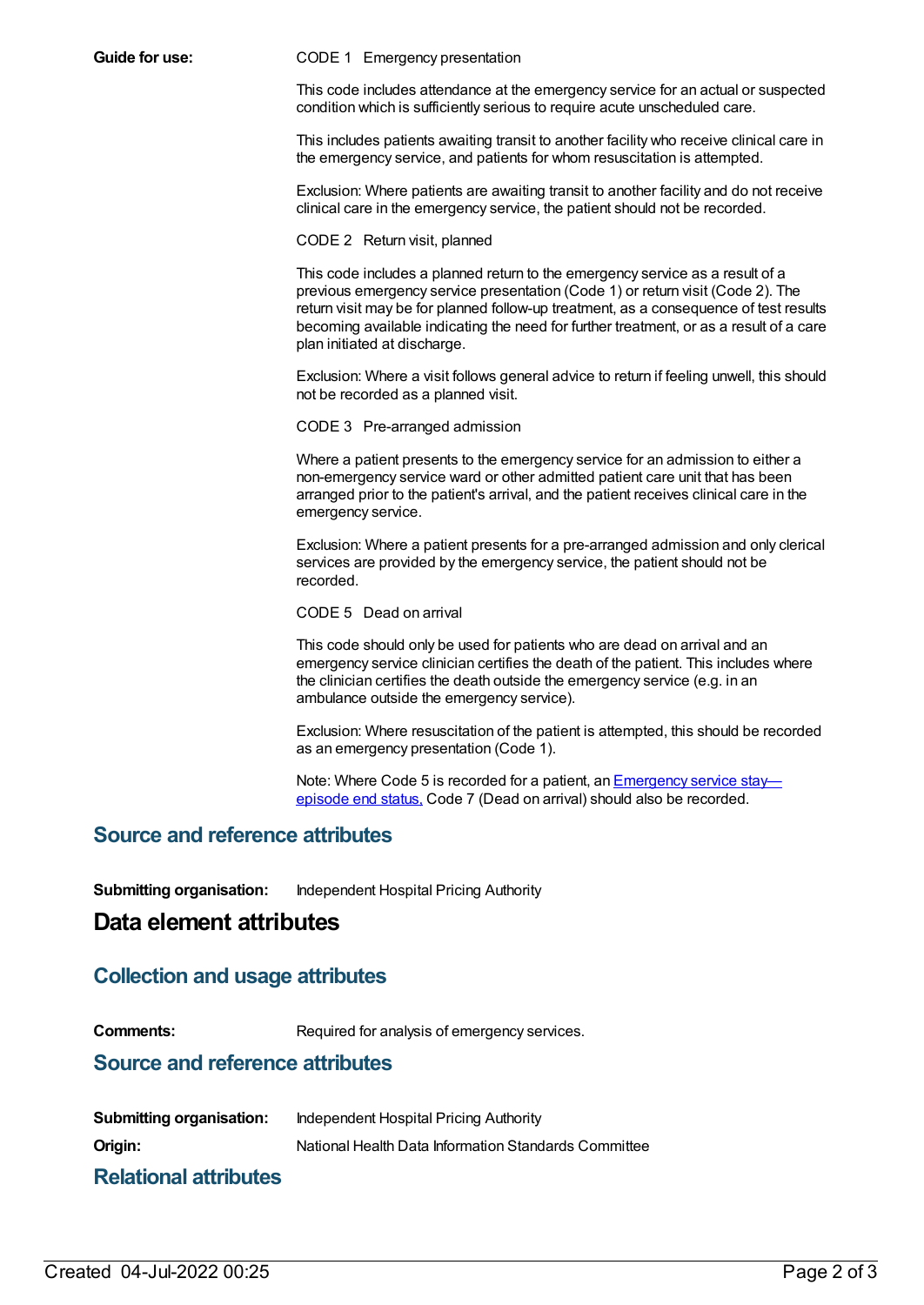**Guide for use:**

CODE 1 Emergency presentation

This code includes attendance at the emergency service for an actual or suspected condition which is sufficiently serious to require acute unscheduled care.

This includes patients awaiting transit to another facility who receive clinical care in the emergency service, and patients for whom resuscitation is attempted.

Exclusion: Where patients are awaiting transit to another facility and do not receive clinical care in the emergency service, the patient should not be recorded.

CODE 2 Return visit, planned

This code includes a planned return to the emergency service as a result of a previous emergency service presentation (Code 1) or return visit (Code 2). The return visit may be for planned follow-up treatment, as a consequence of test results becoming available indicating the need for further treatment, or as a result of a care plan initiated at discharge.

Exclusion: Where a visit follows general advice to return if feeling unwell, this should not be recorded as a planned visit.

CODE 3 Pre-arranged admission

Where a patient presents to the emergency service for an admission to either a non-emergency service ward or other admitted patient care unit that has been arranged prior to the patient's arrival, and the patient receives clinical care in the emergency service.

Exclusion: Where a patient presents for a pre-arranged admission and only clerical services are provided by the emergency service, the patient should not be recorded.

CODE 5 Dead on arrival

This code should only be used for patients who are dead on arrival and an emergency service clinician certifies the death of the patient. This includes where the clinician certifies the death outside the emergency service (e.g. in an ambulance outside the emergency service).

Exclusion: Where resuscitation of the patient is attempted, this should be recorded as an emergency presentation (Code 1).

Note: Where Code 5 is recorded for a patient, an Emergency service stay—episode end status, Code 7 (Dead on arrival) should also be recorded.

## Source and reference attributes

**Submitting organisation:** Independent Hospital Pricing Authority

# Data element attributes

## Collection and usage attributes

**Comments:** Required for analysis of emergency services.

## Source and reference attributes

**Submitting organisation:** Independent Hospital Pricing Authority

**Origin:** National Health Data Information Standards Committee

## Relational attributes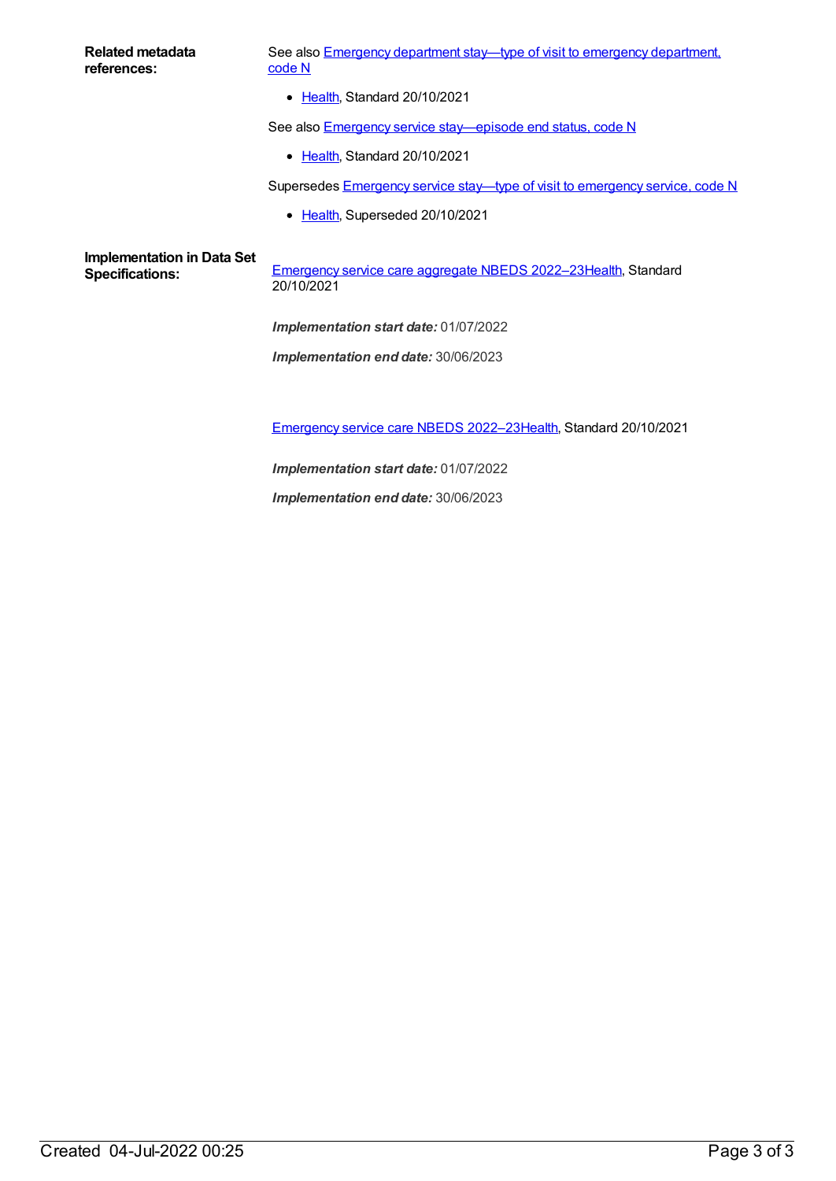**Related metadata references:**

See also Emergency department stay—type of visit to emergency department, code N

- Health, Standard 20/10/2021

See also Emergency service stay—episode end status, code N

- Health, Standard 20/10/2021

Supersedes Emergency service stay—type of visit to emergency service, code N

- Health, Superseded 20/10/2021

**Implementation in Data Set Specifications:**

Emergency service care aggregate NBEDS 2022–23Health, Standard 20/10/2021

***Implementation start date:*** 01/07/2022

***Implementation end date:*** 30/06/2023

Emergency service care NBEDS 2022–23Health, Standard 20/10/2021

***Implementation start date:*** 01/07/2022

***Implementation end date:*** 30/06/2023